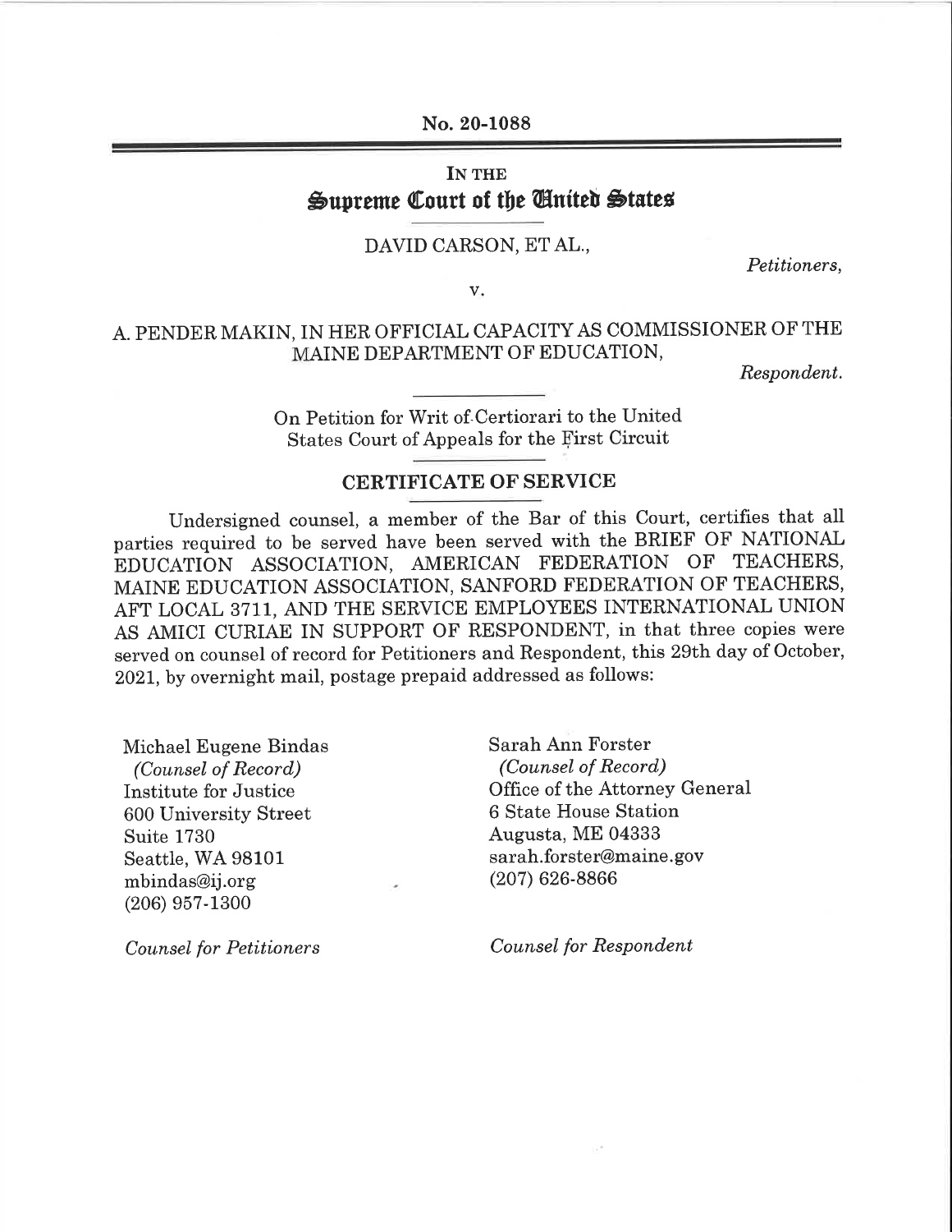No. 20-1088

IN THE

# Supreme Court of the United States

DAVID CARSON, ET AL.,

*Petitioners,*

v.

A. PENDER MAKIN, IN HER OFFICIAL CAPACITY AS COMMISSIONER OF THE MAINE DEPARTMENT OF EDUCATION,

*Respondent.*

On Petition for Writ of Certiorari to the United States Court of Appeals for the First Circuit

## CERTIFICATE OF SERVICE

Undersigned counsel, a member of the Bar of this Court, certifies that all parties required to be served have been served with the BRIEF OF NATIONAL EDUCATION ASSOCIATION, AMERICAN FEDERATION OF TEACHERS, MAINE EDUCATION ASSOCIATION, SANFORD FEDERATION OF TEACHERS, AFT LOCAL 3711, AND THE SERVICE EMPLOYEES INTERNATIONAL UNION AS AMICI CURIAE IN SUPPORT OF RESPONDENT, in that three copies were served on counsel of record for Petitioners and Respondent, this 29th day of October, 2021, by overnight mail, postage prepaid addressed as follows:

Michael Eugene Bindas
*(Counsel of Record)*
Institute for Justice
600 University Street
Suite 1730
Seattle, WA 98101
mbindas@ij.org
(206) 957-1300

*Counsel for Petitioners*

Sarah Ann Forster
*(Counsel of Record)*
Office of the Attorney General
6 State House Station
Augusta, ME 04333
sarah.forster@maine.gov
(207) 626-8866

*Counsel for Respondent*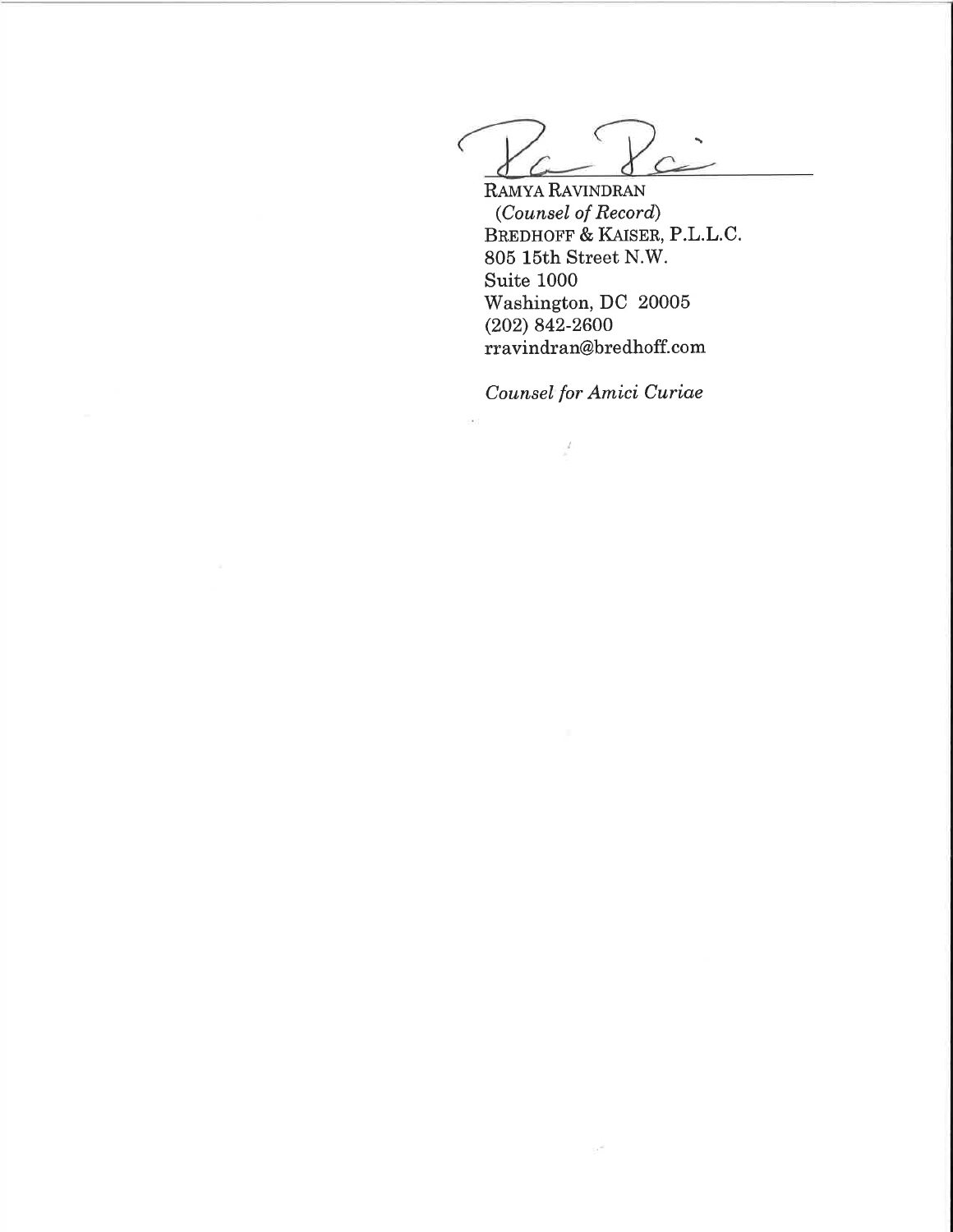RAMYA RAVINDRAN
*(Counsel of Record)*
BREDHOFF & KAISER, P.L.L.C.
805 15th Street N.W.
Suite 1000
Washington, DC 20005
(202) 842-2600
rravindran@bredhoff.com

*Counsel for Amici Curiae*